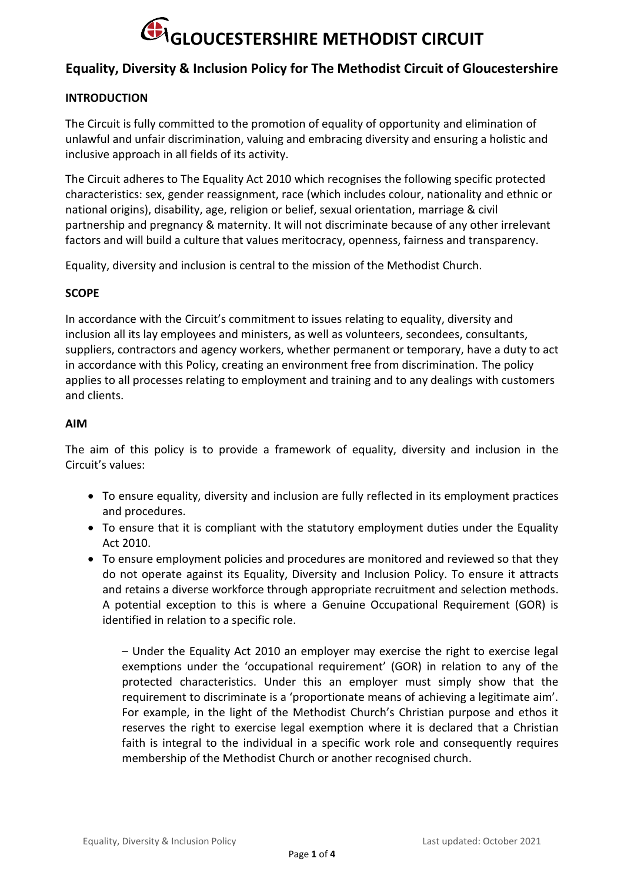# GLOUCESTERSHIRE METHODIST CIRCUIT

## Equality, Diversity & Inclusion Policy for The Methodist Circuit of Gloucestershire

### INTRODUCTION

The Circuit is fully committed to the promotion of equality of opportunity and elimination of unlawful and unfair discrimination, valuing and embracing diversity and ensuring a holistic and inclusive approach in all fields of its activity.

The Circuit adheres to The Equality Act 2010 which recognises the following specific protected characteristics: sex, gender reassignment, race (which includes colour, nationality and ethnic or national origins), disability, age, religion or belief, sexual orientation, marriage & civil partnership and pregnancy & maternity. It will not discriminate because of any other irrelevant factors and will build a culture that values meritocracy, openness, fairness and transparency.

Equality, diversity and inclusion is central to the mission of the Methodist Church.

### SCOPE

In accordance with the Circuit's commitment to issues relating to equality, diversity and inclusion all its lay employees and ministers, as well as volunteers, secondees, consultants, suppliers, contractors and agency workers, whether permanent or temporary, have a duty to act in accordance with this Policy, creating an environment free from discrimination. The policy applies to all processes relating to employment and training and to any dealings with customers and clients.

### AIM

The aim of this policy is to provide a framework of equality, diversity and inclusion in the Circuit's values:

- To ensure equality, diversity and inclusion are fully reflected in its employment practices and procedures.
- To ensure that it is compliant with the statutory employment duties under the Equality Act 2010.
- To ensure employment policies and procedures are monitored and reviewed so that they do not operate against its Equality, Diversity and Inclusion Policy. To ensure it attracts and retains a diverse workforce through appropriate recruitment and selection methods. A potential exception to this is where a Genuine Occupational Requirement (GOR) is identified in relation to a specific role.

  – Under the Equality Act 2010 an employer may exercise the right to exercise legal exemptions under the 'occupational requirement' (GOR) in relation to any of the protected characteristics. Under this an employer must simply show that the requirement to discriminate is a 'proportionate means of achieving a legitimate aim'. For example, in the light of the Methodist Church's Christian purpose and ethos it reserves the right to exercise legal exemption where it is declared that a Christian faith is integral to the individual in a specific work role and consequently requires membership of the Methodist Church or another recognised church.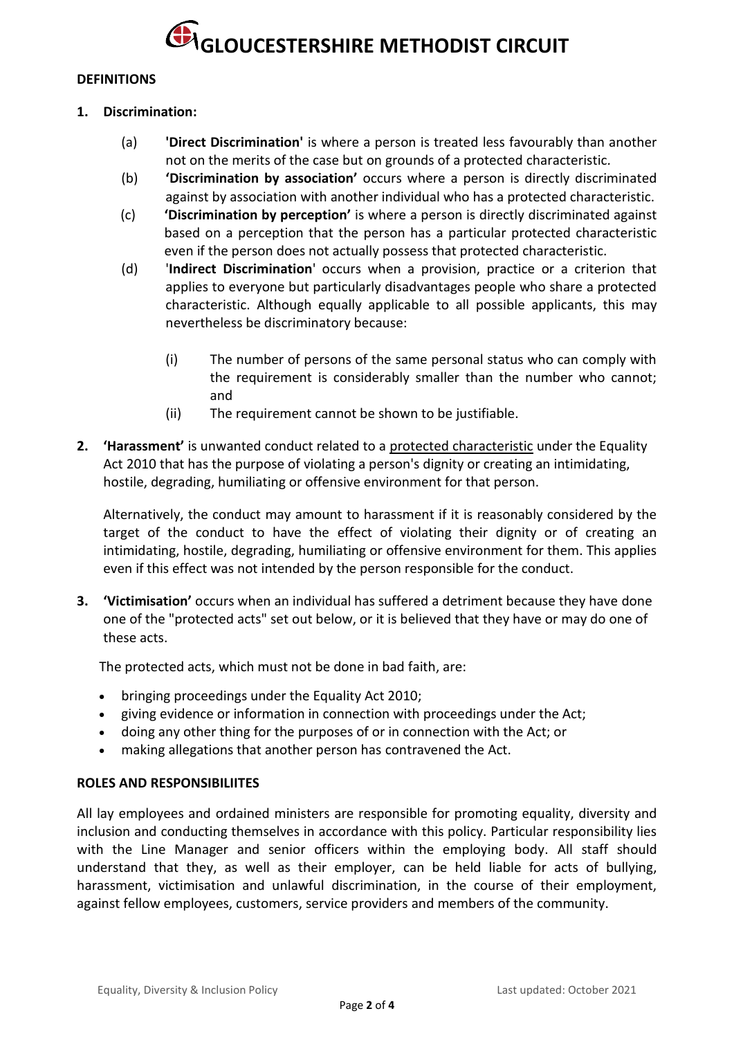## DEFINITIONS

1. **Discrimination:**

   (a) **'Direct Discrimination'** is where a person is treated less favourably than another not on the merits of the case but on grounds of a protected characteristic.

   (b) **'Discrimination by association'** occurs where a person is directly discriminated against by association with another individual who has a protected characteristic.

   (c) **'Discrimination by perception'** is where a person is directly discriminated against based on a perception that the person has a particular protected characteristic even if the person does not actually possess that protected characteristic.

   (d) '**Indirect Discrimination**' occurs when a provision, practice or a criterion that applies to everyone but particularly disadvantages people who share a protected characteristic. Although equally applicable to all possible applicants, this may nevertheless be discriminatory because:

      (i) The number of persons of the same personal status who can comply with the requirement is considerably smaller than the number who cannot; and

      (ii) The requirement cannot be shown to be justifiable.

2. **'Harassment'** is unwanted conduct related to a protected characteristic under the Equality Act 2010 that has the purpose of violating a person's dignity or creating an intimidating, hostile, degrading, humiliating or offensive environment for that person.

   Alternatively, the conduct may amount to harassment if it is reasonably considered by the target of the conduct to have the effect of violating their dignity or of creating an intimidating, hostile, degrading, humiliating or offensive environment for them. This applies even if this effect was not intended by the person responsible for the conduct.

3. **'Victimisation'** occurs when an individual has suffered a detriment because they have done one of the "protected acts" set out below, or it is believed that they have or may do one of these acts.

   The protected acts, which must not be done in bad faith, are:

   - bringing proceedings under the Equality Act 2010;
   - giving evidence or information in connection with proceedings under the Act;
   - doing any other thing for the purposes of or in connection with the Act; or
   - making allegations that another person has contravened the Act.

## ROLES AND RESPONSIBILIITES

All lay employees and ordained ministers are responsible for promoting equality, diversity and inclusion and conducting themselves in accordance with this policy. Particular responsibility lies with the Line Manager and senior officers within the employing body. All staff should understand that they, as well as their employer, can be held liable for acts of bullying, harassment, victimisation and unlawful discrimination, in the course of their employment, against fellow employees, customers, service providers and members of the community.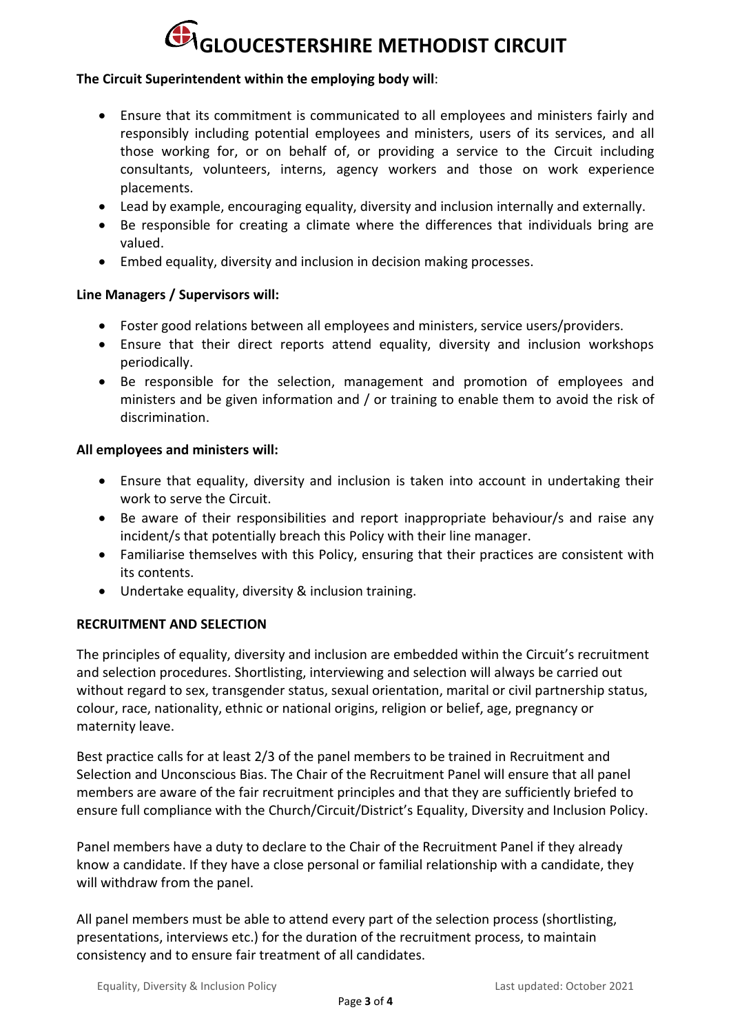**The Circuit Superintendent within the employing body will**:

- Ensure that its commitment is communicated to all employees and ministers fairly and responsibly including potential employees and ministers, users of its services, and all those working for, or on behalf of, or providing a service to the Circuit including consultants, volunteers, interns, agency workers and those on work experience placements.
- Lead by example, encouraging equality, diversity and inclusion internally and externally.
- Be responsible for creating a climate where the differences that individuals bring are valued.
- Embed equality, diversity and inclusion in decision making processes.

**Line Managers / Supervisors will:**

- Foster good relations between all employees and ministers, service users/providers.
- Ensure that their direct reports attend equality, diversity and inclusion workshops periodically.
- Be responsible for the selection, management and promotion of employees and ministers and be given information and / or training to enable them to avoid the risk of discrimination.

**All employees and ministers will:**

- Ensure that equality, diversity and inclusion is taken into account in undertaking their work to serve the Circuit.
- Be aware of their responsibilities and report inappropriate behaviour/s and raise any incident/s that potentially breach this Policy with their line manager.
- Familiarise themselves with this Policy, ensuring that their practices are consistent with its contents.
- Undertake equality, diversity & inclusion training.

**RECRUITMENT AND SELECTION**

The principles of equality, diversity and inclusion are embedded within the Circuit's recruitment and selection procedures. Shortlisting, interviewing and selection will always be carried out without regard to sex, transgender status, sexual orientation, marital or civil partnership status, colour, race, nationality, ethnic or national origins, religion or belief, age, pregnancy or maternity leave.

Best practice calls for at least 2/3 of the panel members to be trained in Recruitment and Selection and Unconscious Bias. The Chair of the Recruitment Panel will ensure that all panel members are aware of the fair recruitment principles and that they are sufficiently briefed to ensure full compliance with the Church/Circuit/District's Equality, Diversity and Inclusion Policy.

Panel members have a duty to declare to the Chair of the Recruitment Panel if they already know a candidate. If they have a close personal or familial relationship with a candidate, they will withdraw from the panel.

All panel members must be able to attend every part of the selection process (shortlisting, presentations, interviews etc.) for the duration of the recruitment process, to maintain consistency and to ensure fair treatment of all candidates.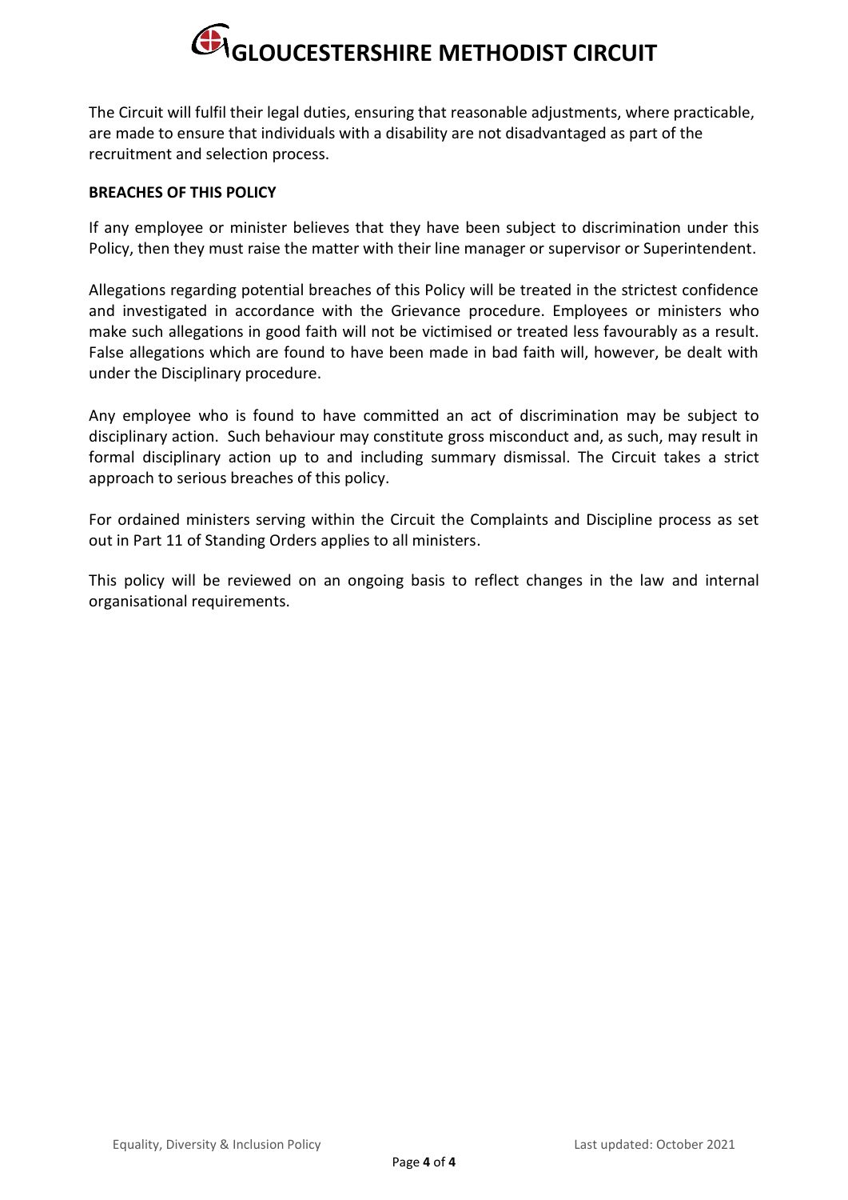The Circuit will fulfil their legal duties, ensuring that reasonable adjustments, where practicable, are made to ensure that individuals with a disability are not disadvantaged as part of the recruitment and selection process.

**BREACHES OF THIS POLICY**

If any employee or minister believes that they have been subject to discrimination under this Policy, then they must raise the matter with their line manager or supervisor or Superintendent.

Allegations regarding potential breaches of this Policy will be treated in the strictest confidence and investigated in accordance with the Grievance procedure. Employees or ministers who make such allegations in good faith will not be victimised or treated less favourably as a result. False allegations which are found to have been made in bad faith will, however, be dealt with under the Disciplinary procedure.

Any employee who is found to have committed an act of discrimination may be subject to disciplinary action. Such behaviour may constitute gross misconduct and, as such, may result in formal disciplinary action up to and including summary dismissal. The Circuit takes a strict approach to serious breaches of this policy.

For ordained ministers serving within the Circuit the Complaints and Discipline process as set out in Part 11 of Standing Orders applies to all ministers.

This policy will be reviewed on an ongoing basis to reflect changes in the law and internal organisational requirements.